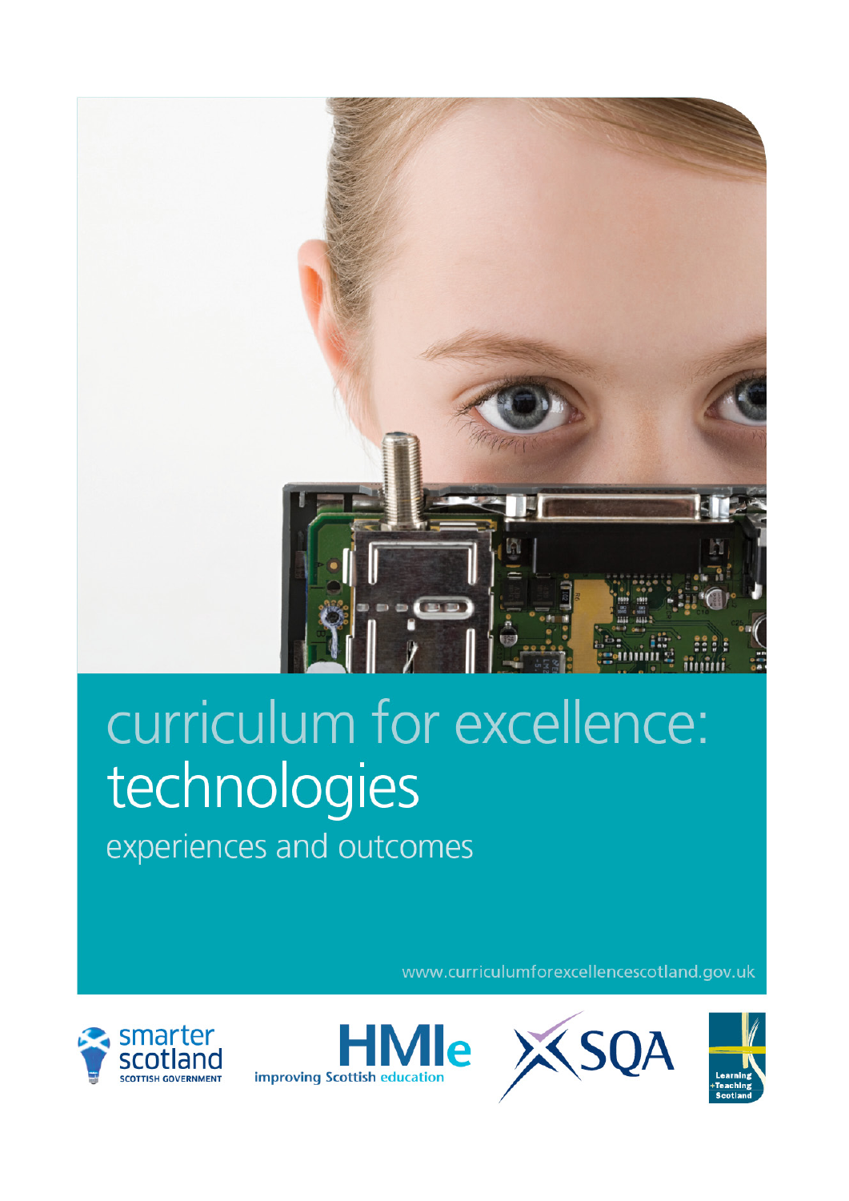# curriculum for excellence: technologies

## experiences and outcomes

www.curriculumforexcellencescotland.gov.uk

smarter scotland
SCOTTISH GOVERNMENT

HMIe
improving Scottish education

SQA

Learning
+Teaching
Scotland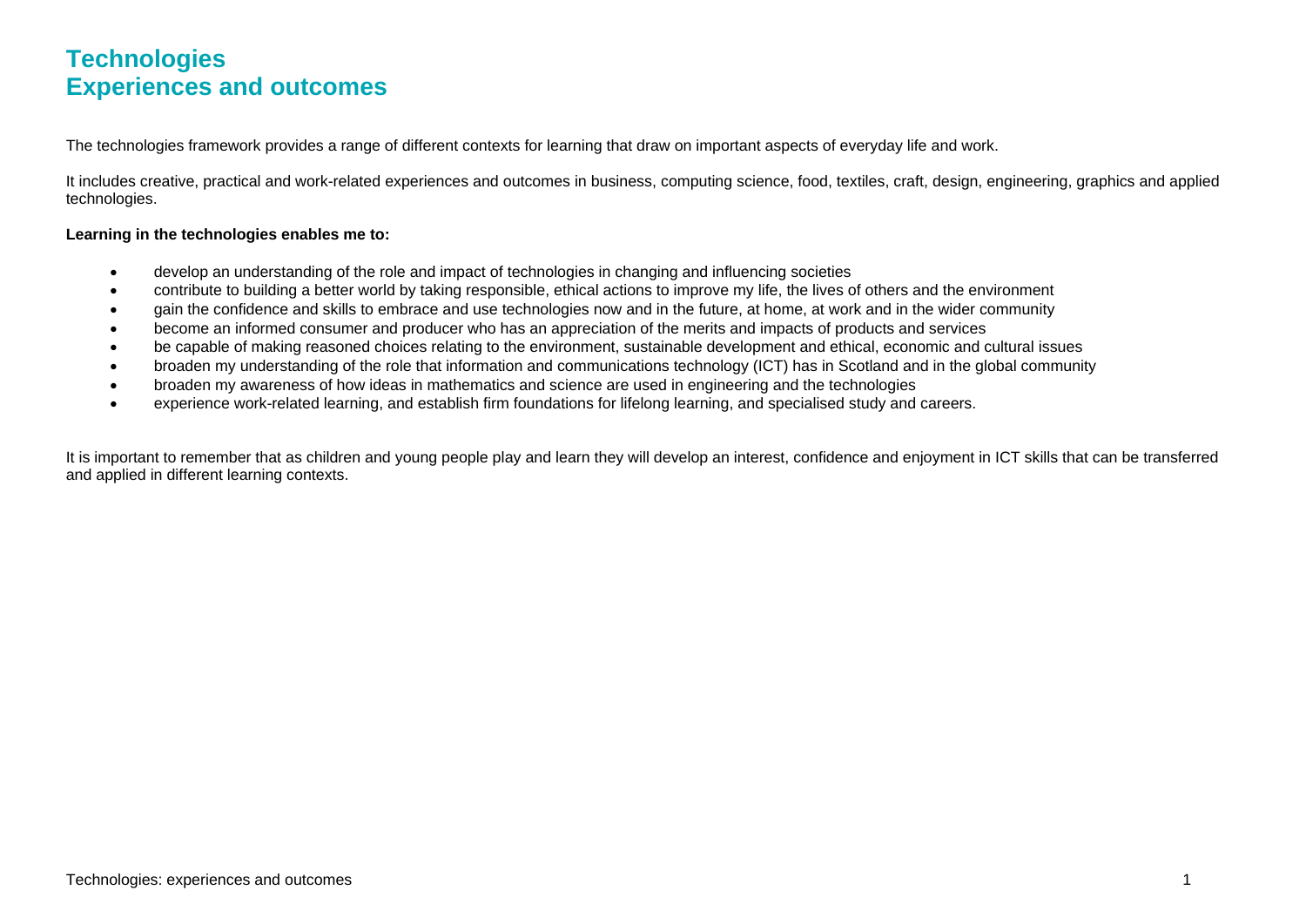# Technologies
# Experiences and outcomes

The technologies framework provides a range of different contexts for learning that draw on important aspects of everyday life and work.

It includes creative, practical and work-related experiences and outcomes in business, computing science, food, textiles, craft, design, engineering, graphics and applied technologies.

**Learning in the technologies enables me to:**

- develop an understanding of the role and impact of technologies in changing and influencing societies
- contribute to building a better world by taking responsible, ethical actions to improve my life, the lives of others and the environment
- gain the confidence and skills to embrace and use technologies now and in the future, at home, at work and in the wider community
- become an informed consumer and producer who has an appreciation of the merits and impacts of products and services
- be capable of making reasoned choices relating to the environment, sustainable development and ethical, economic and cultural issues
- broaden my understanding of the role that information and communications technology (ICT) has in Scotland and in the global community
- broaden my awareness of how ideas in mathematics and science are used in engineering and the technologies
- experience work-related learning, and establish firm foundations for lifelong learning, and specialised study and careers.

It is important to remember that as children and young people play and learn they will develop an interest, confidence and enjoyment in ICT skills that can be transferred and applied in different learning contexts.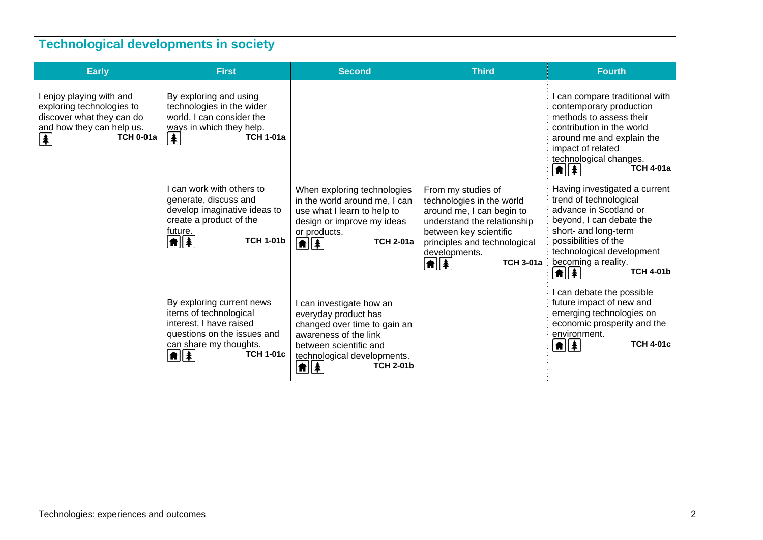## Technological developments in society

| Early | First | Second | Third | Fourth |
|---|---|---|---|---|
| I enjoy playing with and exploring technologies to discover what they can do and how they can help us. **TCH 0-01a** | By exploring and using technologies in the wider world, I can consider the ways in which they help. **TCH 1-01a** | | | I can compare traditional with contemporary production methods to assess their contribution in the world around me and explain the impact of related technological changes. **TCH 4-01a** |
| | I can work with others to generate, discuss and develop imaginative ideas to create a product of the future. **TCH 1-01b** | When exploring technologies in the world around me, I can use what I learn to help to design or improve my ideas or products. **TCH 2-01a** | From my studies of technologies in the world around me, I can begin to understand the relationship between key scientific principles and technological developments. **TCH 3-01a** | Having investigated a current trend of technological advance in Scotland or beyond, I can debate the short- and long-term possibilities of the technological development becoming a reality. **TCH 4-01b** |
| | By exploring current news items of technological interest, I have raised questions on the issues and can share my thoughts. **TCH 1-01c** | I can investigate how an everyday product has changed over time to gain an awareness of the link between scientific and technological developments. **TCH 2-01b** | | I can debate the possible future impact of new and emerging technologies on economic prosperity and the environment. **TCH 4-01c** |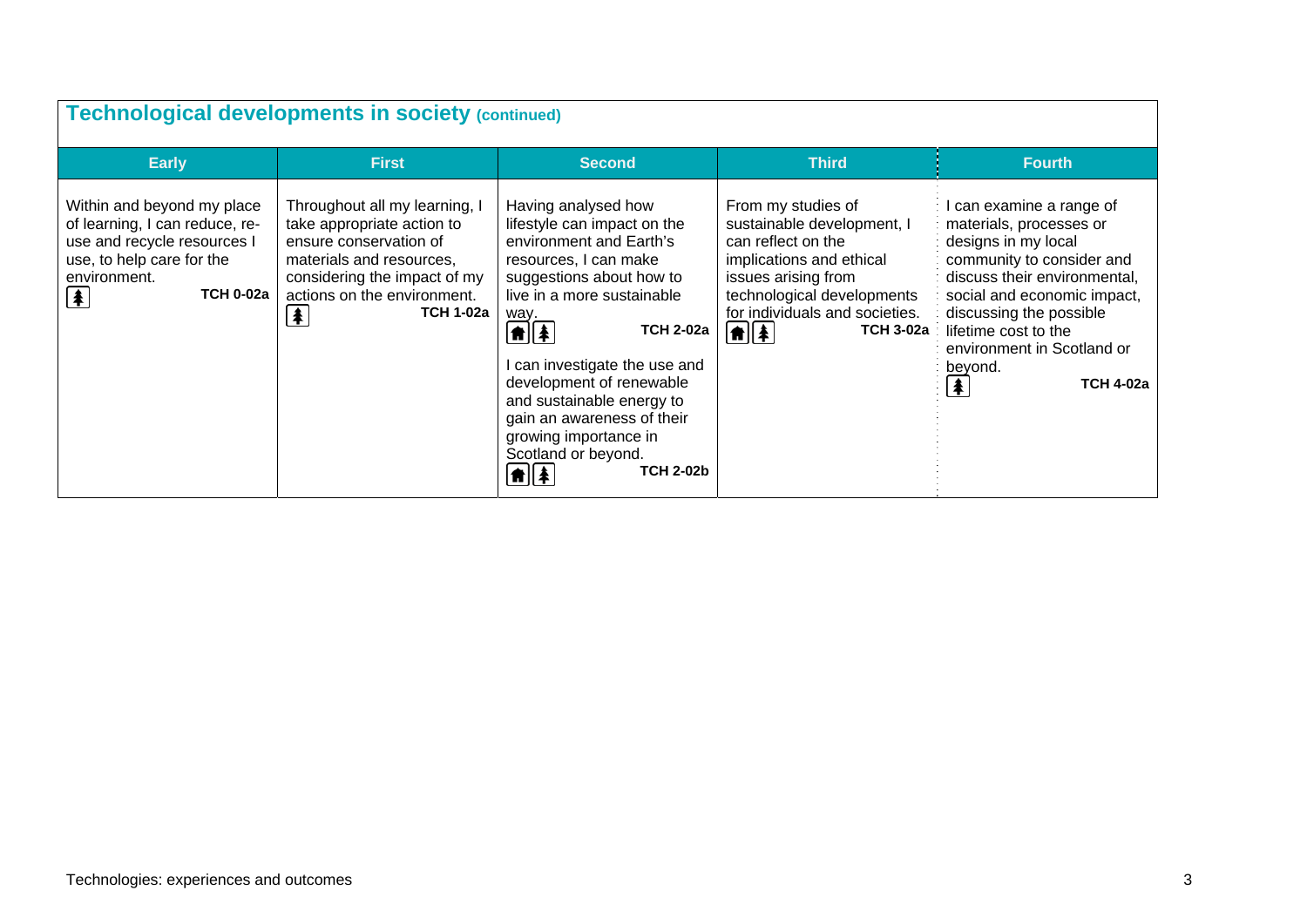## Technological developments in society (continued)

| Early | First | Second | Third | Fourth |
|---|---|---|---|---|
| Within and beyond my place of learning, I can reduce, re-use and recycle resources I use, to help care for the environment. **TCH 0-02a** | Throughout all my learning, I take appropriate action to ensure conservation of materials and resources, considering the impact of my actions on the environment. **TCH 1-02a** | Having analysed how lifestyle can impact on the environment and Earth's resources, I can make suggestions about how to live in a more sustainable way. **TCH 2-02a**<br><br>I can investigate the use and development of renewable and sustainable energy to gain an awareness of their growing importance in Scotland or beyond. **TCH 2-02b** | From my studies of sustainable development, I can reflect on the implications and ethical issues arising from technological developments for individuals and societies. **TCH 3-02a** | I can examine a range of materials, processes or designs in my local community to consider and discuss their environmental, social and economic impact, discussing the possible lifetime cost to the environment in Scotland or beyond. **TCH 4-02a** |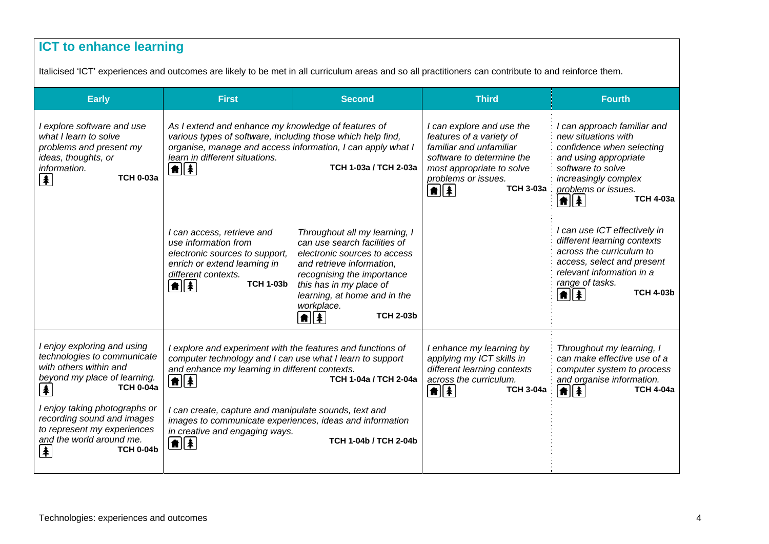## ICT to enhance learning

Italicised 'ICT' experiences and outcomes are likely to be met in all curriculum areas and so all practitioners can contribute to and reinforce them.

| Early | First | Second | Third | Fourth |
|---|---|---|---|---|
| *I explore software and use what I learn to solve problems and present my ideas, thoughts, or information.* **TCH 0-03a** | *As I extend and enhance my knowledge of features of various types of software, including those which help find, organise, manage and access information, I can apply what I learn in different situations.* **TCH 1-03a / TCH 2-03a** | | *I can explore and use the features of a variety of familiar and unfamiliar software to determine the most appropriate to solve problems or issues.* **TCH 3-03a** | *I can approach familiar and new situations with confidence when selecting and using appropriate software to solve increasingly complex problems or issues.* **TCH 4-03a** |
| | *I can access, retrieve and use information from electronic sources to support, enrich or extend learning in different contexts.* **TCH 1-03b** | *Throughout all my learning, I can use search facilities of electronic sources to access and retrieve information, recognising the importance this has in my place of learning, at home and in the workplace.* **TCH 2-03b** | | *I can use ICT effectively in different learning contexts across the curriculum to access, select and present relevant information in a range of tasks.* **TCH 4-03b** |
| *I enjoy exploring and using technologies to communicate with others within and beyond my place of learning.* **TCH 0-04a** | *I explore and experiment with the features and functions of computer technology and I can use what I learn to support and enhance my learning in different contexts.* **TCH 1-04a / TCH 2-04a** | | *I enhance my learning by applying my ICT skills in different learning contexts across the curriculum.* **TCH 3-04a** | *Throughout my learning, I can make effective use of a computer system to process and organise information.* **TCH 4-04a** |
| *I enjoy taking photographs or recording sound and images to represent my experiences and the world around me.* **TCH 0-04b** | *I can create, capture and manipulate sounds, text and images to communicate experiences, ideas and information in creative and engaging ways.* **TCH 1-04b / TCH 2-04b** | | | |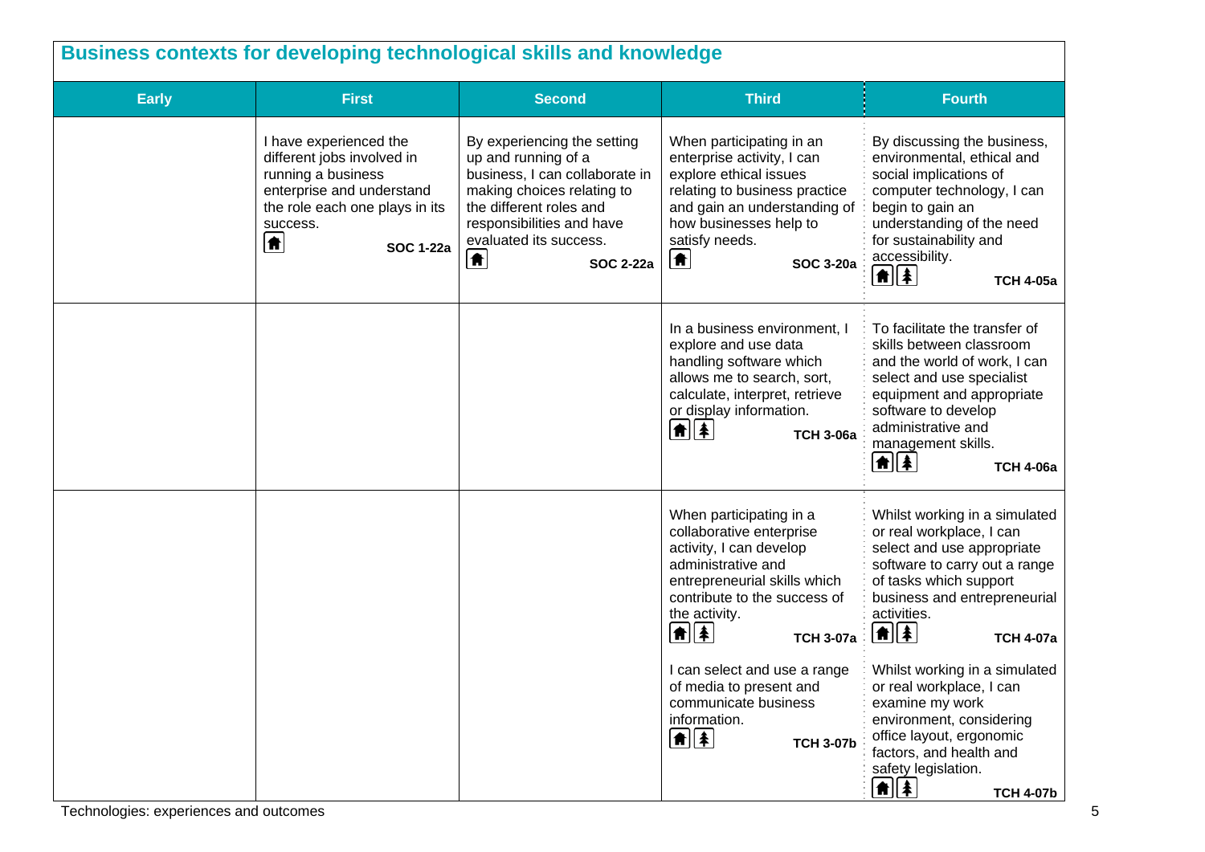## Business contexts for developing technological skills and knowledge

| Early | First | Second | Third | Fourth |
|---|---|---|---|---|
| | I have experienced the different jobs involved in running a business enterprise and understand the role each one plays in its success. **SOC 1-22a** | By experiencing the setting up and running of a business, I can collaborate in making choices relating to the different roles and responsibilities and have evaluated its success. **SOC 2-22a** | When participating in an enterprise activity, I can explore ethical issues relating to business practice and gain an understanding of how businesses help to satisfy needs. **SOC 3-20a** | By discussing the business, environmental, ethical and social implications of computer technology, I can begin to gain an understanding of the need for sustainability and accessibility. **TCH 4-05a** |
| | | | In a business environment, I explore and use data handling software which allows me to search, sort, calculate, interpret, retrieve or display information. **TCH 3-06a** | To facilitate the transfer of skills between classroom and the world of work, I can select and use specialist equipment and appropriate software to develop administrative and management skills. **TCH 4-06a** |
| | | | When participating in a collaborative enterprise activity, I can develop administrative and entrepreneurial skills which contribute to the success of the activity. **TCH 3-07a**<br><br>I can select and use a range of media to present and communicate business information. **TCH 3-07b** | Whilst working in a simulated or real workplace, I can select and use appropriate software to carry out a range of tasks which support business and entrepreneurial activities. **TCH 4-07a**<br><br>Whilst working in a simulated or real workplace, I can examine my work environment, considering office layout, ergonomic factors, and health and safety legislation. **TCH 4-07b** |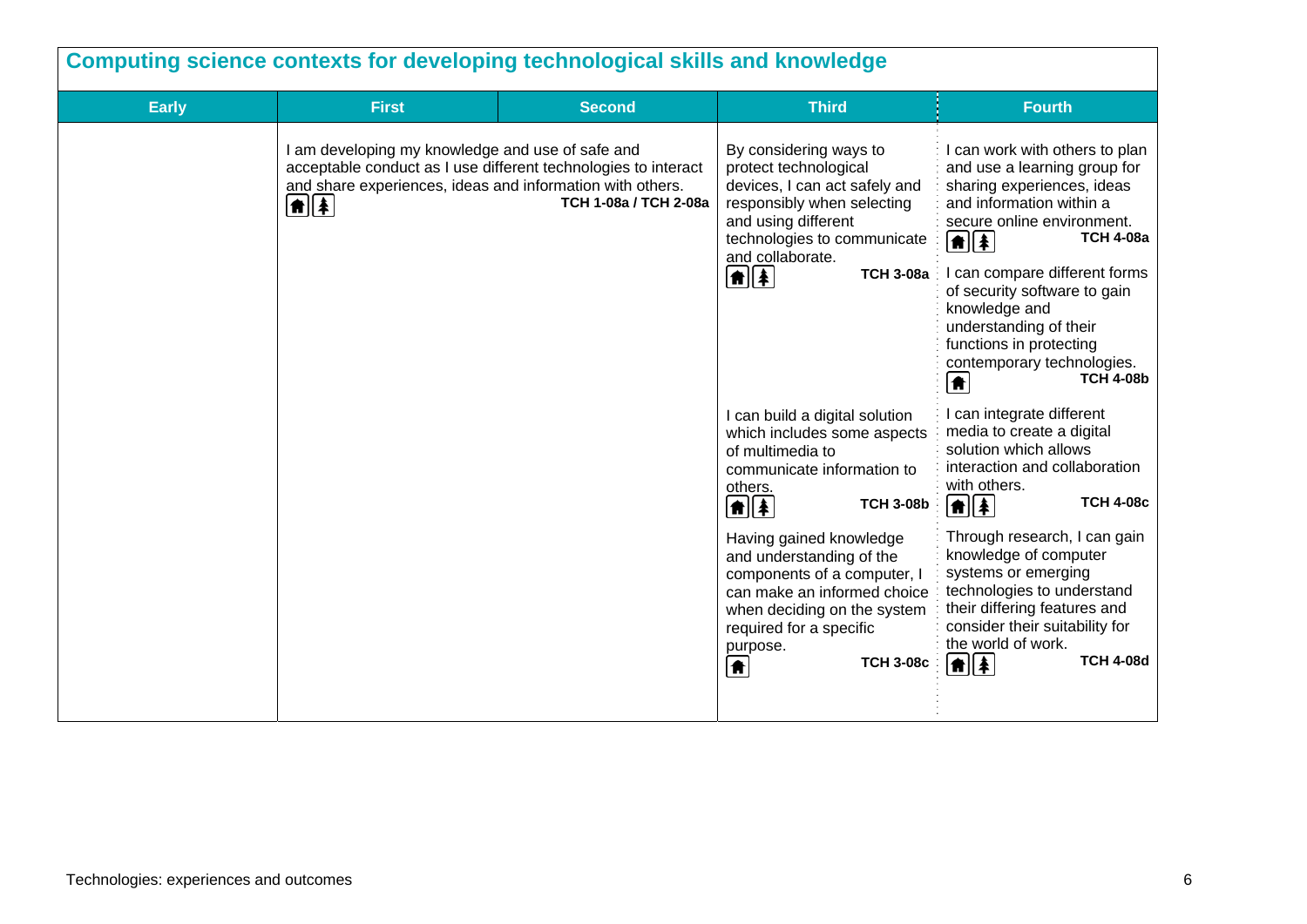## Computing science contexts for developing technological skills and knowledge

| Early | First | Second | Third | Fourth |
|---|---|---|---|---|
| | I am developing my knowledge and use of safe and acceptable conduct as I use different technologies to interact and share experiences, ideas and information with others. **TCH 1-08a / TCH 2-08a** | | By considering ways to protect technological devices, I can act safely and responsibly when selecting and using different technologies to communicate and collaborate. **TCH 3-08a** | I can work with others to plan and use a learning group for sharing experiences, ideas and information within a secure online environment. **TCH 4-08a**<br><br>I can compare different forms of security software to gain knowledge and understanding of their functions in protecting contemporary technologies. **TCH 4-08b** |
| | | | I can build a digital solution which includes some aspects of multimedia to communicate information to others. **TCH 3-08b** | I can integrate different media to create a digital solution which allows interaction and collaboration with others. **TCH 4-08c** |
| | | | Having gained knowledge and understanding of the components of a computer, I can make an informed choice when deciding on the system required for a specific purpose. **TCH 3-08c** | Through research, I can gain knowledge of computer systems or emerging technologies to understand their differing features and consider their suitability for the world of work. **TCH 4-08d** |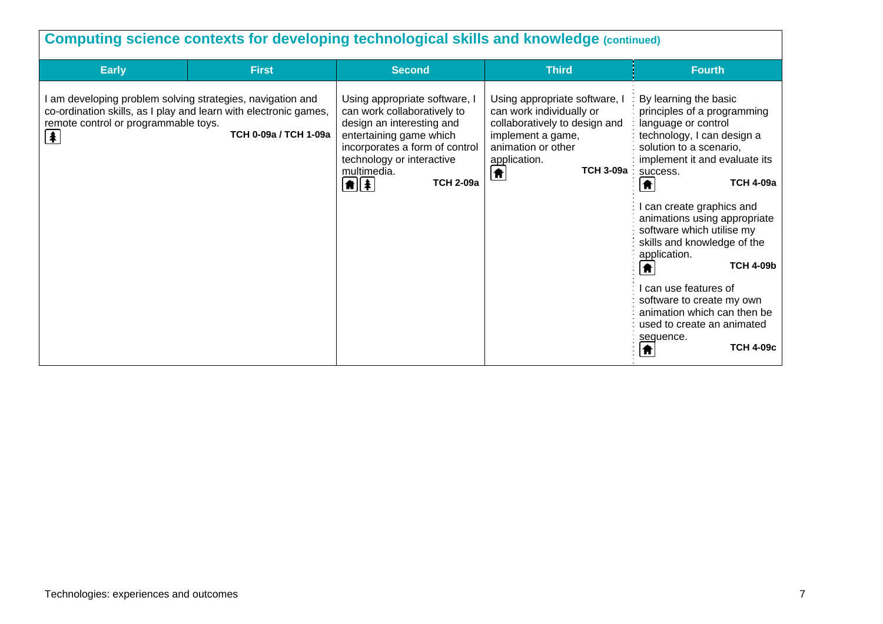## Computing science contexts for developing technological skills and knowledge (continued)

| Early | First | Second | Third | Fourth |
|---|---|---|---|---|
| I am developing problem solving strategies, navigation and co-ordination skills, as I play and learn with electronic games, remote control or programmable toys. **TCH 0-09a / TCH 1-09a** | | Using appropriate software, I can work collaboratively to design an interesting and entertaining game which incorporates a form of control technology or interactive multimedia. **TCH 2-09a** | Using appropriate software, I can work individually or collaboratively to design and implement a game, animation or other application. **TCH 3-09a** | By learning the basic principles of a programming language or control technology, I can design a solution to a scenario, implement it and evaluate its success. **TCH 4-09a**<br><br>I can create graphics and animations using appropriate software which utilise my skills and knowledge of the application. **TCH 4-09b**<br><br>I can use features of software to create my own animation which can then be used to create an animated sequence. **TCH 4-09c** |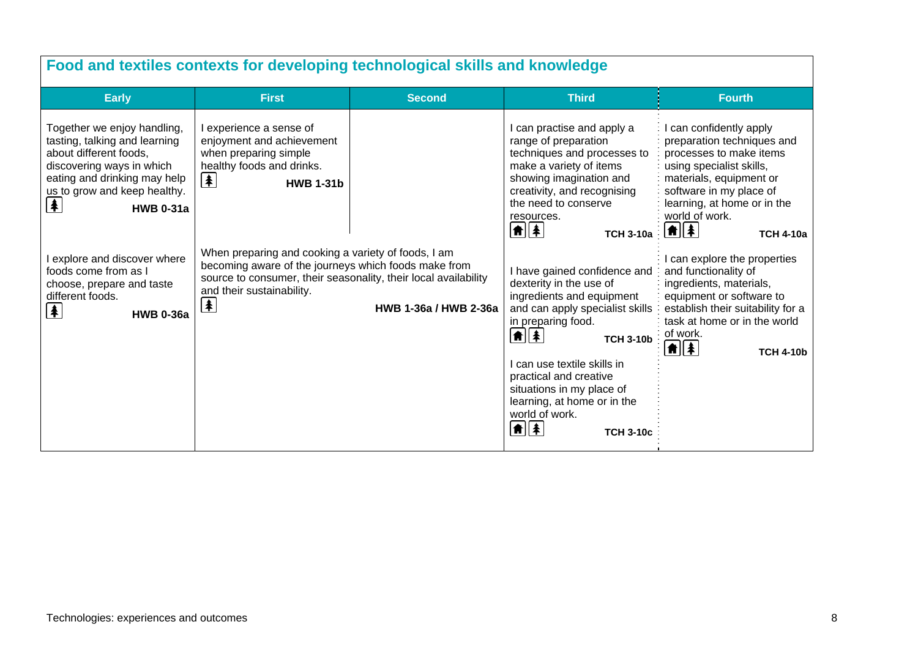## Food and textiles contexts for developing technological skills and knowledge

| Early | First | Second | Third | Fourth |
|---|---|---|---|---|
| Together we enjoy handling, tasting, talking and learning about different foods, discovering ways in which eating and drinking may help us to grow and keep healthy. **HWB 0-31a** | I experience a sense of enjoyment and achievement when preparing simple healthy foods and drinks. **HWB 1-31b** | | I can practise and apply a range of preparation techniques and processes to make a variety of items showing imagination and creativity, and recognising the need to conserve resources. **TCH 3-10a** | I can confidently apply preparation techniques and processes to make items using specialist skills, materials, equipment or software in my place of learning, at home or in the world of work. **TCH 4-10a** |
| I explore and discover where foods come from as I choose, prepare and taste different foods. **HWB 0-36a** | When preparing and cooking a variety of foods, I am becoming aware of the journeys which foods make from source to consumer, their seasonality, their local availability and their sustainability. **HWB 1-36a / HWB 2-36a** | | I have gained confidence and dexterity in the use of ingredients and equipment and can apply specialist skills in preparing food. **TCH 3-10b**<br><br>I can use textile skills in practical and creative situations in my place of learning, at home or in the world of work. **TCH 3-10c** | I can explore the properties and functionality of ingredients, materials, equipment or software to establish their suitability for a task at home or in the world of work. **TCH 4-10b** |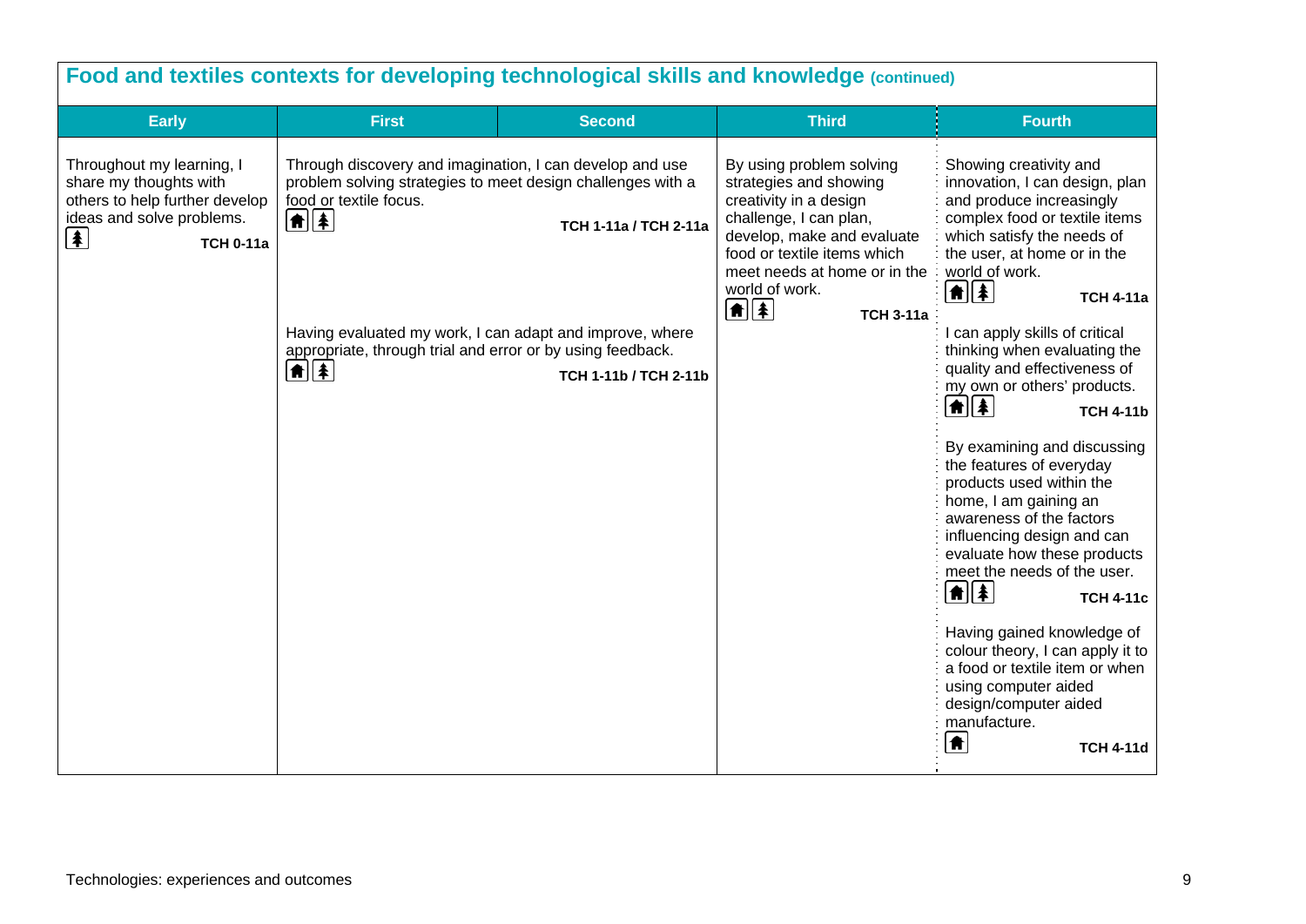## Food and textiles contexts for developing technological skills and knowledge (continued)

| Early | First | Second | Third | Fourth |
|---|---|---|---|---|
| Throughout my learning, I share my thoughts with others to help further develop ideas and solve problems. **TCH 0-11a** | Through discovery and imagination, I can develop and use problem solving strategies to meet design challenges with a food or textile focus. **TCH 1-11a / TCH 2-11a** | | By using problem solving strategies and showing creativity in a design challenge, I can plan, develop, make and evaluate food or textile items which meet needs at home or in the world of work. **TCH 3-11a** | Showing creativity and innovation, I can design, plan and produce increasingly complex food or textile items which satisfy the needs of the user, at home or in the world of work. **TCH 4-11a** |
| | Having evaluated my work, I can adapt and improve, where appropriate, through trial and error or by using feedback. **TCH 1-11b / TCH 2-11b** | | | I can apply skills of critical thinking when evaluating the quality and effectiveness of my own or others' products. **TCH 4-11b** |
| | | | | By examining and discussing the features of everyday products used within the home, I am gaining an awareness of the factors influencing design and can evaluate how these products meet the needs of the user. **TCH 4-11c** |
| | | | | Having gained knowledge of colour theory, I can apply it to a food or textile item or when using computer aided design/computer aided manufacture. **TCH 4-11d** |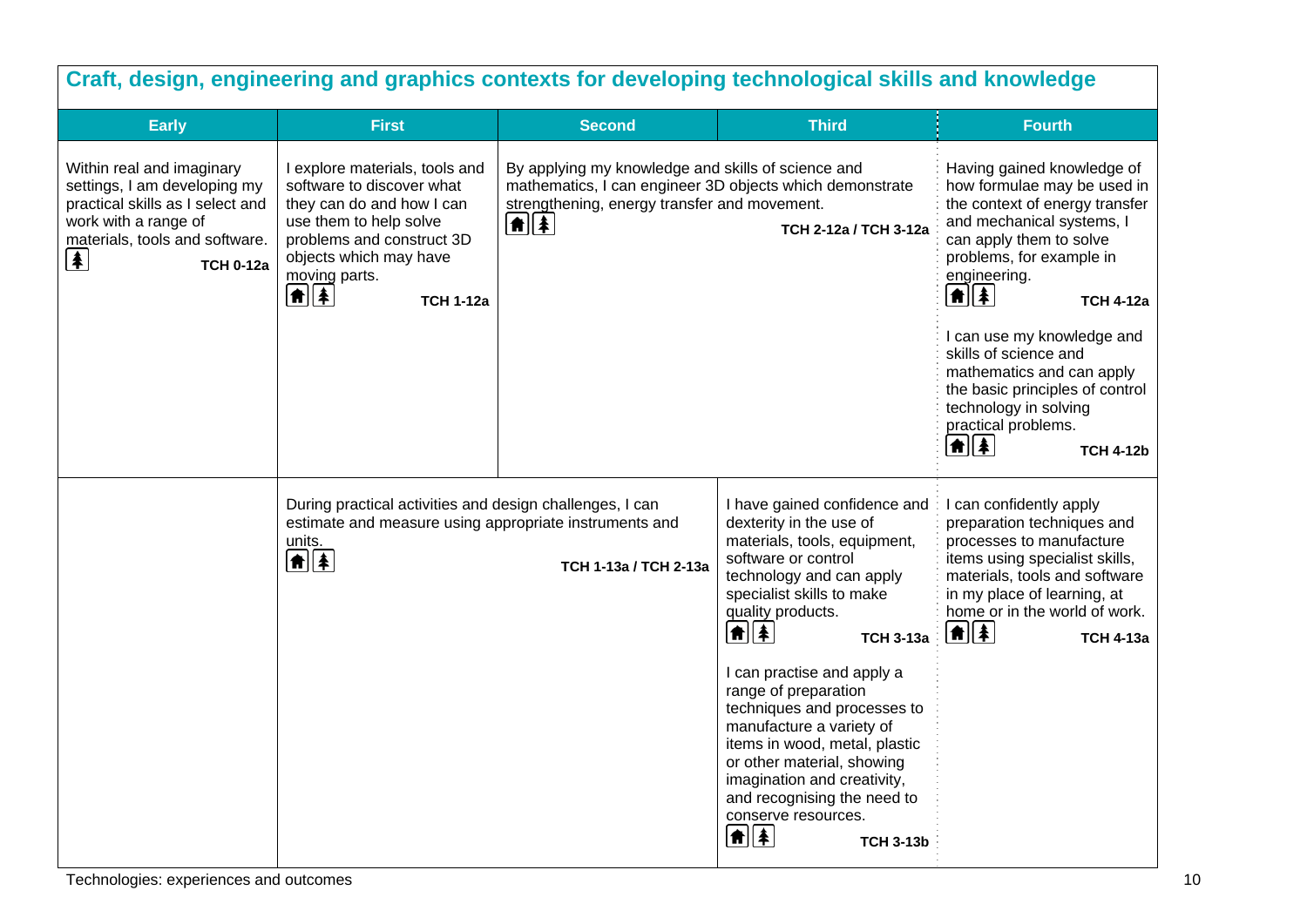## Craft, design, engineering and graphics contexts for developing technological skills and knowledge

| Early | First | Second | Third | Fourth |
|---|---|---|---|---|
| Within real and imaginary settings, I am developing my practical skills as I select and work with a range of materials, tools and software. **TCH 0-12a** | I explore materials, tools and software to discover what they can do and how I can use them to help solve problems and construct 3D objects which may have moving parts. **TCH 1-12a** | By applying my knowledge and skills of science and mathematics, I can engineer 3D objects which demonstrate strengthening, energy transfer and movement. **TCH 2-12a / TCH 3-12a** | | Having gained knowledge of how formulae may be used in the context of energy transfer and mechanical systems, I can apply them to solve problems, for example in engineering. **TCH 4-12a**<br><br>I can use my knowledge and skills of science and mathematics and can apply the basic principles of control technology in solving practical problems. **TCH 4-12b** |
| | During practical activities and design challenges, I can estimate and measure using appropriate instruments and units. **TCH 1-13a / TCH 2-13a** | | I have gained confidence and dexterity in the use of materials, tools, equipment, software or control technology and can apply specialist skills to make quality products. **TCH 3-13a**<br><br>I can practise and apply a range of preparation techniques and processes to manufacture a variety of items in wood, metal, plastic or other material, showing imagination and creativity, and recognising the need to conserve resources. **TCH 3-13b** | I can confidently apply preparation techniques and processes to manufacture items using specialist skills, materials, tools and software in my place of learning, at home or in the world of work. **TCH 4-13a** |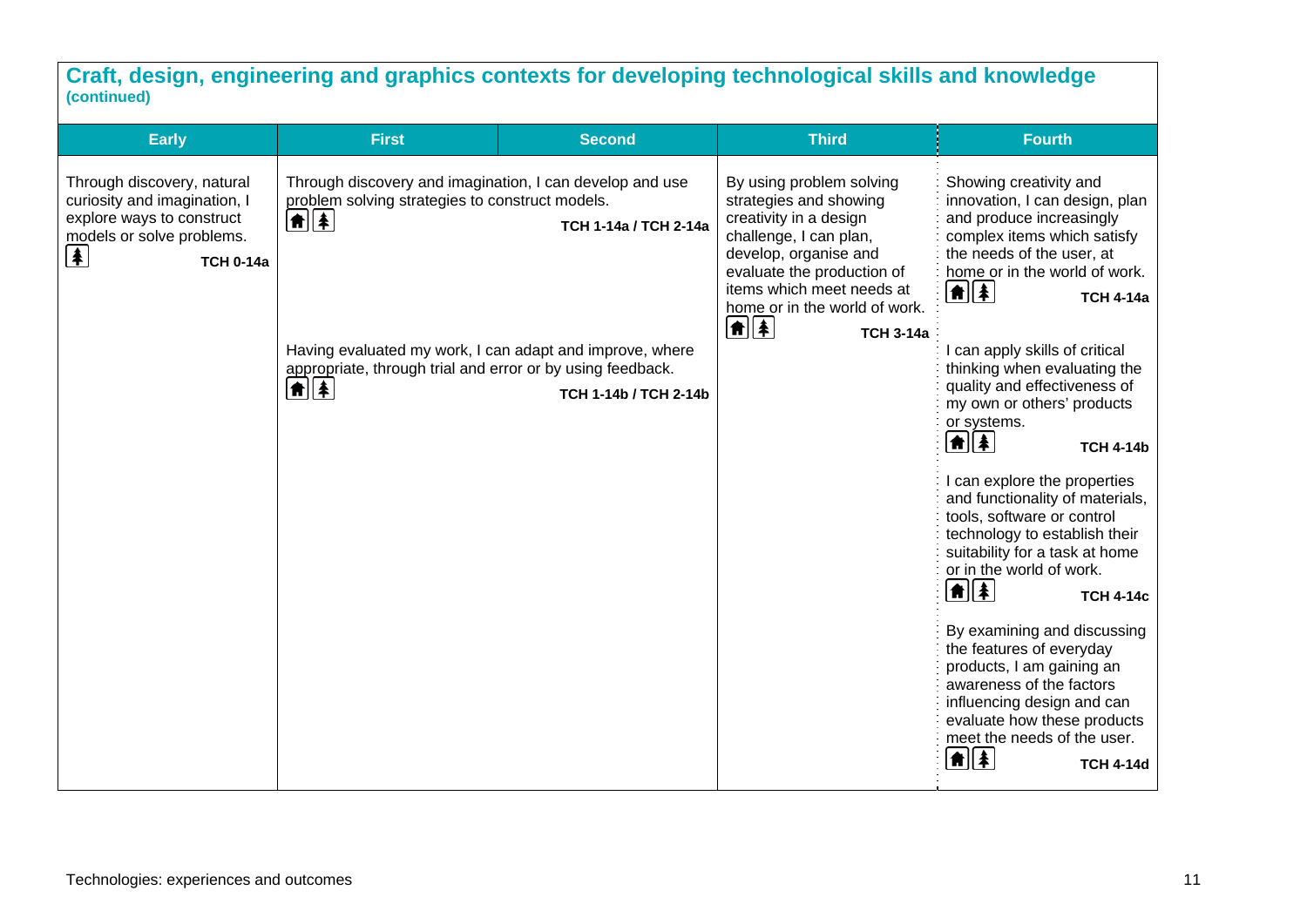## Craft, design, engineering and graphics contexts for developing technological skills and knowledge (continued)

| Early | First | Second | Third | Fourth |
|---|---|---|---|---|
| Through discovery, natural curiosity and imagination, I explore ways to construct models or solve problems. **TCH 0-14a** | Through discovery and imagination, I can develop and use problem solving strategies to construct models. **TCH 1-14a / TCH 2-14a**<br><br>Having evaluated my work, I can adapt and improve, where appropriate, through trial and error or by using feedback. **TCH 1-14b / TCH 2-14b** | | By using problem solving strategies and showing creativity in a design challenge, I can plan, develop, organise and evaluate the production of items which meet needs at home or in the world of work. **TCH 3-14a** | Showing creativity and innovation, I can design, plan and produce increasingly complex items which satisfy the needs of the user, at home or in the world of work. **TCH 4-14a**<br><br>I can apply skills of critical thinking when evaluating the quality and effectiveness of my own or others' products or systems. **TCH 4-14b**<br><br>I can explore the properties and functionality of materials, tools, software or control technology to establish their suitability for a task at home or in the world of work. **TCH 4-14c**<br><br>By examining and discussing the features of everyday products, I am gaining an awareness of the factors influencing design and can evaluate how these products meet the needs of the user. **TCH 4-14d** |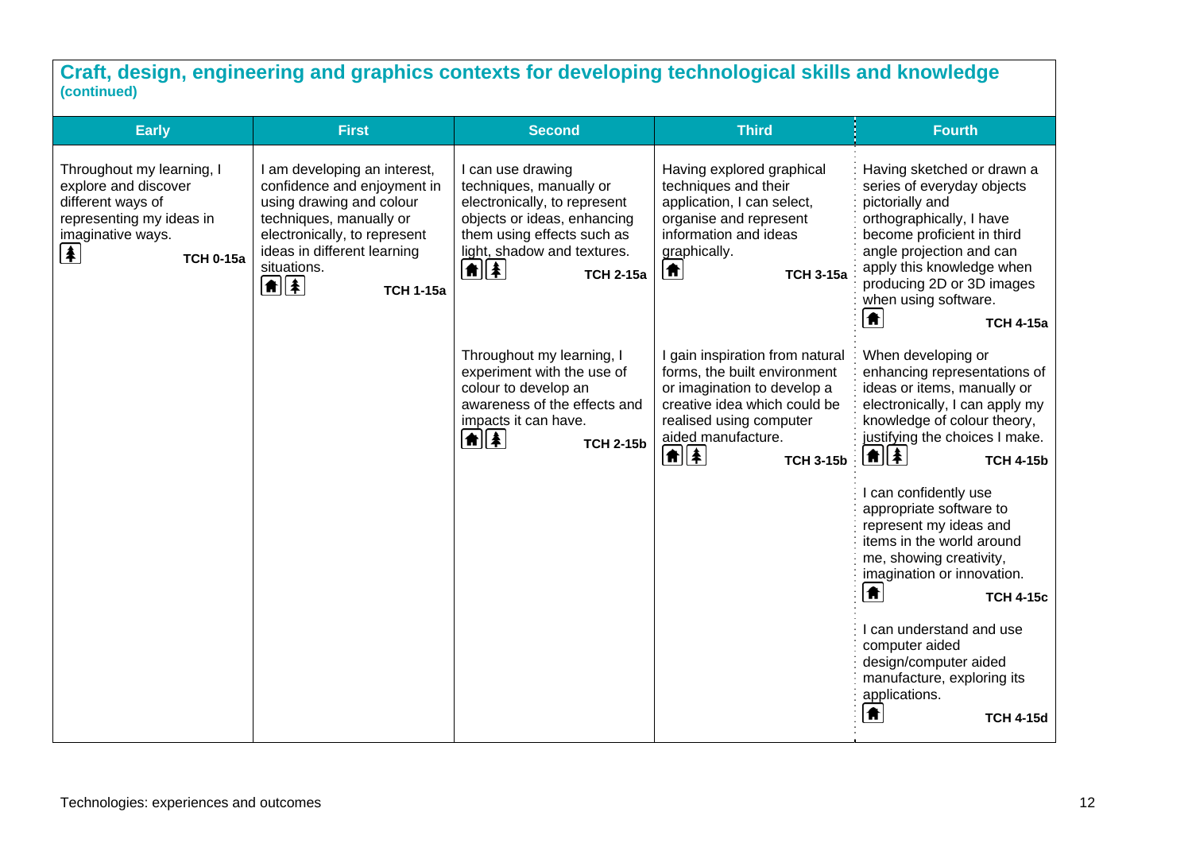## Craft, design, engineering and graphics contexts for developing technological skills and knowledge

**(continued)**

| Early | First | Second | Third | Fourth |
|---|---|---|---|---|
| Throughout my learning, I explore and discover different ways of representing my ideas in imaginative ways. **TCH 0-15a** | I am developing an interest, confidence and enjoyment in using drawing and colour techniques, manually or electronically, to represent ideas in different learning situations. **TCH 1-15a** | I can use drawing techniques, manually or electronically, to represent objects or ideas, enhancing them using effects such as light, shadow and textures. **TCH 2-15a** | Having explored graphical techniques and their application, I can select, organise and represent information and ideas graphically. **TCH 3-15a** | Having sketched or drawn a series of everyday objects pictorially and orthographically, I have become proficient in third angle projection and can apply this knowledge when producing 2D or 3D images when using software. **TCH 4-15a** |
| | | Throughout my learning, I experiment with the use of colour to develop an awareness of the effects and impacts it can have. **TCH 2-15b** | I gain inspiration from natural forms, the built environment or imagination to develop a creative idea which could be realised using computer aided manufacture. **TCH 3-15b** | When developing or enhancing representations of ideas or items, manually or electronically, I can apply my knowledge of colour theory, justifying the choices I make. **TCH 4-15b** |
| | | | | I can confidently use appropriate software to represent my ideas and items in the world around me, showing creativity, imagination or innovation. **TCH 4-15c** |
| | | | | I can understand and use computer aided design/computer aided manufacture, exploring its applications. **TCH 4-15d** |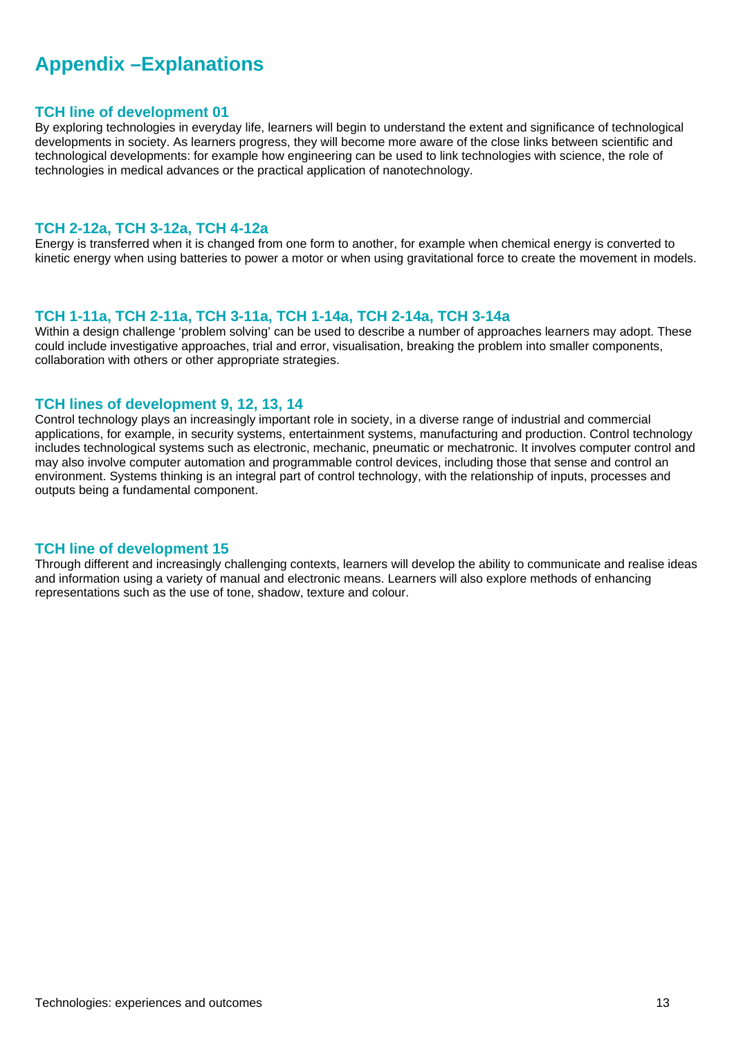# Appendix –Explanations

## TCH line of development 01

By exploring technologies in everyday life, learners will begin to understand the extent and significance of technological developments in society. As learners progress, they will become more aware of the close links between scientific and technological developments: for example how engineering can be used to link technologies with science, the role of technologies in medical advances or the practical application of nanotechnology.

## TCH 2-12a, TCH 3-12a, TCH 4-12a

Energy is transferred when it is changed from one form to another, for example when chemical energy is converted to kinetic energy when using batteries to power a motor or when using gravitational force to create the movement in models.

## TCH 1-11a, TCH 2-11a, TCH 3-11a, TCH 1-14a, TCH 2-14a, TCH 3-14a

Within a design challenge 'problem solving' can be used to describe a number of approaches learners may adopt. These could include investigative approaches, trial and error, visualisation, breaking the problem into smaller components, collaboration with others or other appropriate strategies.

## TCH lines of development 9, 12, 13, 14

Control technology plays an increasingly important role in society, in a diverse range of industrial and commercial applications, for example, in security systems, entertainment systems, manufacturing and production. Control technology includes technological systems such as electronic, mechanic, pneumatic or mechatronic. It involves computer control and may also involve computer automation and programmable control devices, including those that sense and control an environment. Systems thinking is an integral part of control technology, with the relationship of inputs, processes and outputs being a fundamental component.

## TCH line of development 15

Through different and increasingly challenging contexts, learners will develop the ability to communicate and realise ideas and information using a variety of manual and electronic means. Learners will also explore methods of enhancing representations such as the use of tone, shadow, texture and colour.